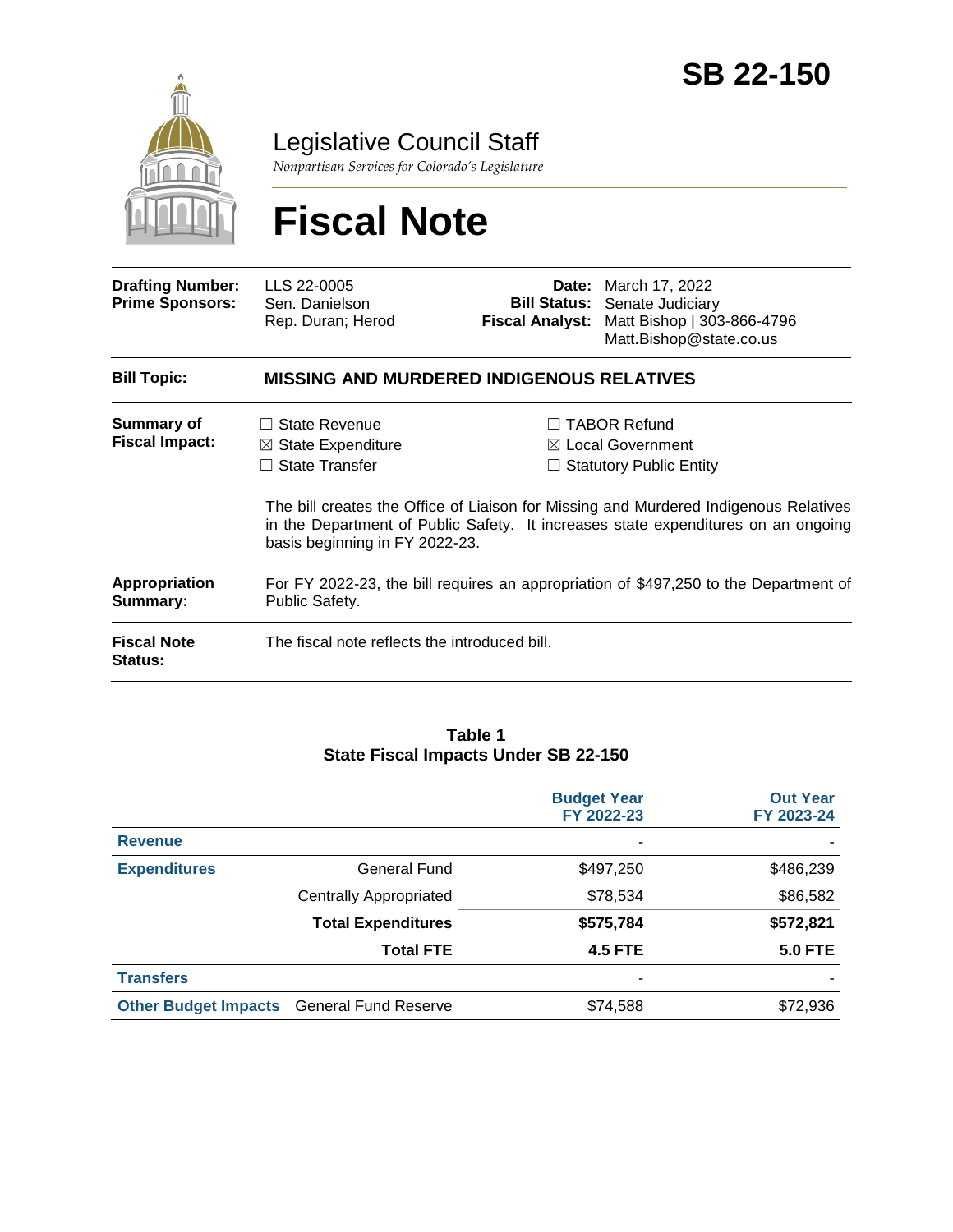# SB 22-150

## Legislative Council Staff

*Nonpartisan Services for Colorado's Legislature*

# Fiscal Note

| | | | |
|---|---|---|---|
| **Drafting Number:** | LLS 22-0005 | **Date:** | March 17, 2022 |
| **Prime Sponsors:** | Sen. Danielson<br>Rep. Duran; Herod | **Bill Status:** | Senate Judiciary |
| | | **Fiscal Analyst:** | Matt Bishop \| 303-866-4796<br>Matt.Bishop@state.co.us |

**Bill Topic:** **MISSING AND MURDERED INDIGENOUS RELATIVES**

**Summary of Fiscal Impact:**

☐ State Revenue
☒ State Expenditure
☐ State Transfer
☐ TABOR Refund
☒ Local Government
☐ Statutory Public Entity

The bill creates the Office of Liaison for Missing and Murdered Indigenous Relatives in the Department of Public Safety. It increases state expenditures on an ongoing basis beginning in FY 2022-23.

**Appropriation Summary:** For FY 2022-23, the bill requires an appropriation of $497,250 to the Department of Public Safety.

**Fiscal Note Status:** The fiscal note reflects the introduced bill.

**Table 1**
**State Fiscal Impacts Under SB 22-150**

| | | Budget Year FY 2022-23 | Out Year FY 2023-24 |
|---|---|---|---|
| **Revenue** | | - | - |
| **Expenditures** | General Fund | $497,250 | $486,239 |
| | Centrally Appropriated | $78,534 | $86,582 |
| | **Total Expenditures** | **$575,784** | **$572,821** |
| | **Total FTE** | **4.5 FTE** | **5.0 FTE** |
| **Transfers** | | - | - |
| **Other Budget Impacts** | General Fund Reserve | $74,588 | $72,936 |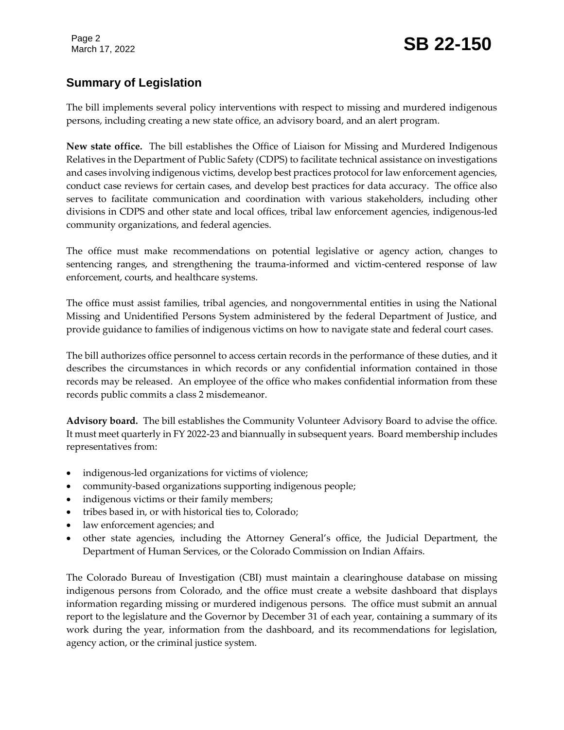## Summary of Legislation

The bill implements several policy interventions with respect to missing and murdered indigenous persons, including creating a new state office, an advisory board, and an alert program.

**New state office.** The bill establishes the Office of Liaison for Missing and Murdered Indigenous Relatives in the Department of Public Safety (CDPS) to facilitate technical assistance on investigations and cases involving indigenous victims, develop best practices protocol for law enforcement agencies, conduct case reviews for certain cases, and develop best practices for data accuracy. The office also serves to facilitate communication and coordination with various stakeholders, including other divisions in CDPS and other state and local offices, tribal law enforcement agencies, indigenous-led community organizations, and federal agencies.

The office must make recommendations on potential legislative or agency action, changes to sentencing ranges, and strengthening the trauma-informed and victim-centered response of law enforcement, courts, and healthcare systems.

The office must assist families, tribal agencies, and nongovernmental entities in using the National Missing and Unidentified Persons System administered by the federal Department of Justice, and provide guidance to families of indigenous victims on how to navigate state and federal court cases.

The bill authorizes office personnel to access certain records in the performance of these duties, and it describes the circumstances in which records or any confidential information contained in those records may be released. An employee of the office who makes confidential information from these records public commits a class 2 misdemeanor.

**Advisory board.** The bill establishes the Community Volunteer Advisory Board to advise the office. It must meet quarterly in FY 2022-23 and biannually in subsequent years. Board membership includes representatives from:

- indigenous-led organizations for victims of violence;
- community-based organizations supporting indigenous people;
- indigenous victims or their family members;
- tribes based in, or with historical ties to, Colorado;
- law enforcement agencies; and
- other state agencies, including the Attorney General's office, the Judicial Department, the Department of Human Services, or the Colorado Commission on Indian Affairs.

The Colorado Bureau of Investigation (CBI) must maintain a clearinghouse database on missing indigenous persons from Colorado, and the office must create a website dashboard that displays information regarding missing or murdered indigenous persons. The office must submit an annual report to the legislature and the Governor by December 31 of each year, containing a summary of its work during the year, information from the dashboard, and its recommendations for legislation, agency action, or the criminal justice system.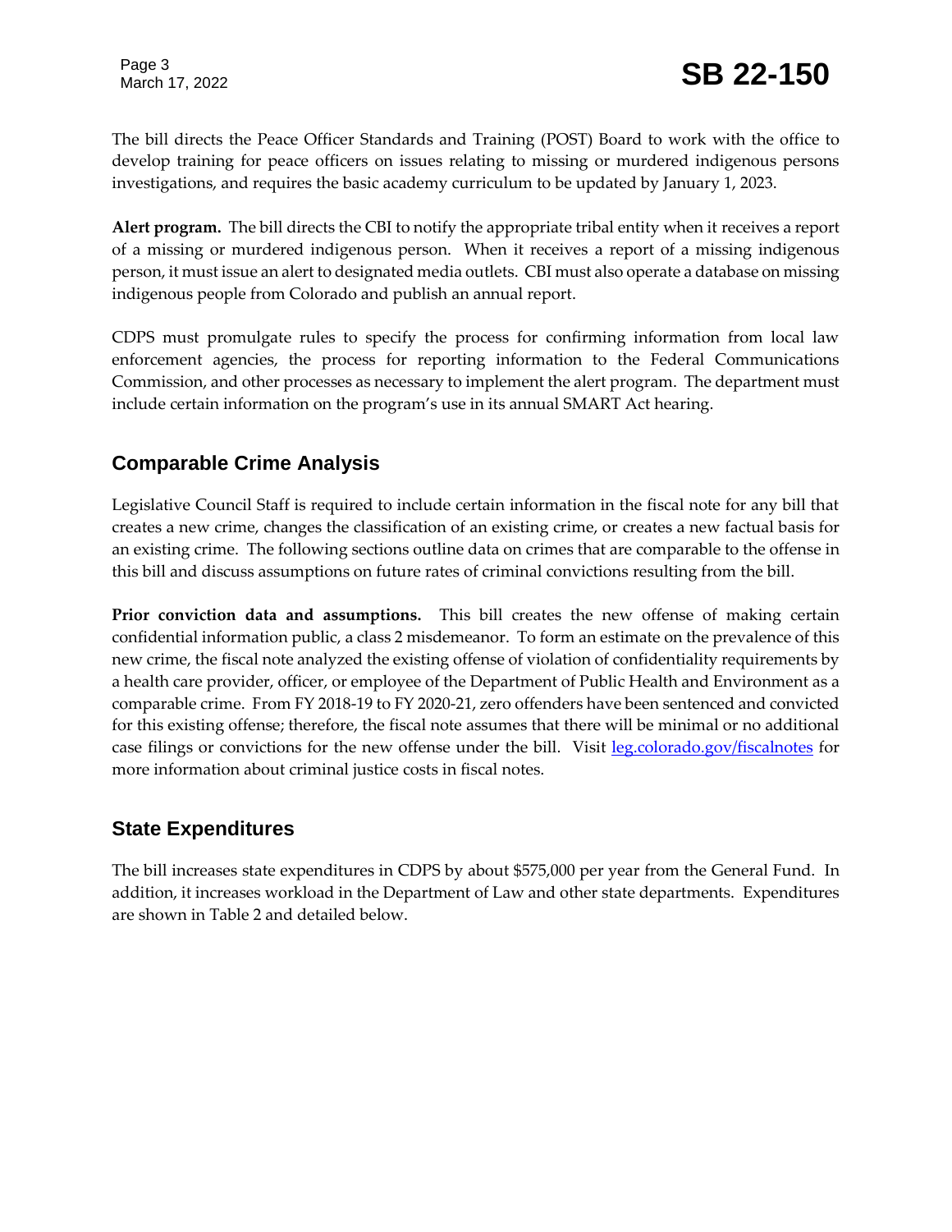The bill directs the Peace Officer Standards and Training (POST) Board to work with the office to develop training for peace officers on issues relating to missing or murdered indigenous persons investigations, and requires the basic academy curriculum to be updated by January 1, 2023.

**Alert program.** The bill directs the CBI to notify the appropriate tribal entity when it receives a report of a missing or murdered indigenous person. When it receives a report of a missing indigenous person, it must issue an alert to designated media outlets. CBI must also operate a database on missing indigenous people from Colorado and publish an annual report.

CDPS must promulgate rules to specify the process for confirming information from local law enforcement agencies, the process for reporting information to the Federal Communications Commission, and other processes as necessary to implement the alert program. The department must include certain information on the program's use in its annual SMART Act hearing.

## Comparable Crime Analysis

Legislative Council Staff is required to include certain information in the fiscal note for any bill that creates a new crime, changes the classification of an existing crime, or creates a new factual basis for an existing crime. The following sections outline data on crimes that are comparable to the offense in this bill and discuss assumptions on future rates of criminal convictions resulting from the bill.

**Prior conviction data and assumptions.** This bill creates the new offense of making certain confidential information public, a class 2 misdemeanor. To form an estimate on the prevalence of this new crime, the fiscal note analyzed the existing offense of violation of confidentiality requirements by a health care provider, officer, or employee of the Department of Public Health and Environment as a comparable crime. From FY 2018-19 to FY 2020-21, zero offenders have been sentenced and convicted for this existing offense; therefore, the fiscal note assumes that there will be minimal or no additional case filings or convictions for the new offense under the bill. Visit leg.colorado.gov/fiscalnotes for more information about criminal justice costs in fiscal notes.

## State Expenditures

The bill increases state expenditures in CDPS by about $575,000 per year from the General Fund. In addition, it increases workload in the Department of Law and other state departments. Expenditures are shown in Table 2 and detailed below.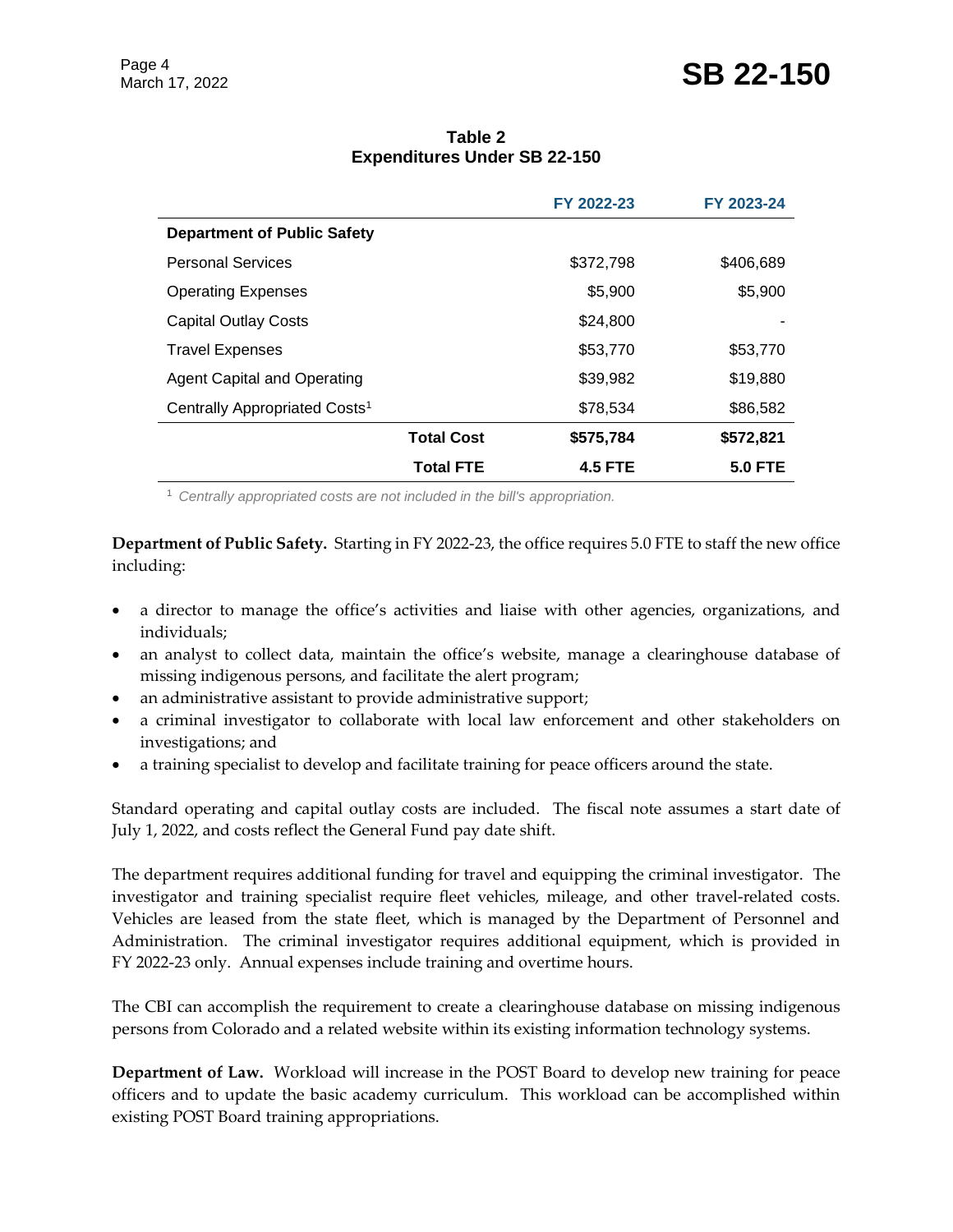**Table 2**
**Expenditures Under SB 22-150**

| | | FY 2022-23 | FY 2023-24 |
|---|---|---|---|
| **Department of Public Safety** | | | |
| Personal Services | | $372,798 | $406,689 |
| Operating Expenses | | $5,900 | $5,900 |
| Capital Outlay Costs | | $24,800 | - |
| Travel Expenses | | $53,770 | $53,770 |
| Agent Capital and Operating | | $39,982 | $19,880 |
| Centrally Appropriated Costs[1] | | $78,534 | $86,582 |
| | **Total Cost** | **$575,784** | **$572,821** |
| | **Total FTE** | **4.5 FTE** | **5.0 FTE** |

[1] *Centrally appropriated costs are not included in the bill's appropriation.*

**Department of Public Safety.** Starting in FY 2022-23, the office requires 5.0 FTE to staff the new office including:

- a director to manage the office's activities and liaise with other agencies, organizations, and individuals;
- an analyst to collect data, maintain the office's website, manage a clearinghouse database of missing indigenous persons, and facilitate the alert program;
- an administrative assistant to provide administrative support;
- a criminal investigator to collaborate with local law enforcement and other stakeholders on investigations; and
- a training specialist to develop and facilitate training for peace officers around the state.

Standard operating and capital outlay costs are included. The fiscal note assumes a start date of July 1, 2022, and costs reflect the General Fund pay date shift.

The department requires additional funding for travel and equipping the criminal investigator. The investigator and training specialist require fleet vehicles, mileage, and other travel-related costs. Vehicles are leased from the state fleet, which is managed by the Department of Personnel and Administration. The criminal investigator requires additional equipment, which is provided in FY 2022-23 only. Annual expenses include training and overtime hours.

The CBI can accomplish the requirement to create a clearinghouse database on missing indigenous persons from Colorado and a related website within its existing information technology systems.

**Department of Law.** Workload will increase in the POST Board to develop new training for peace officers and to update the basic academy curriculum. This workload can be accomplished within existing POST Board training appropriations.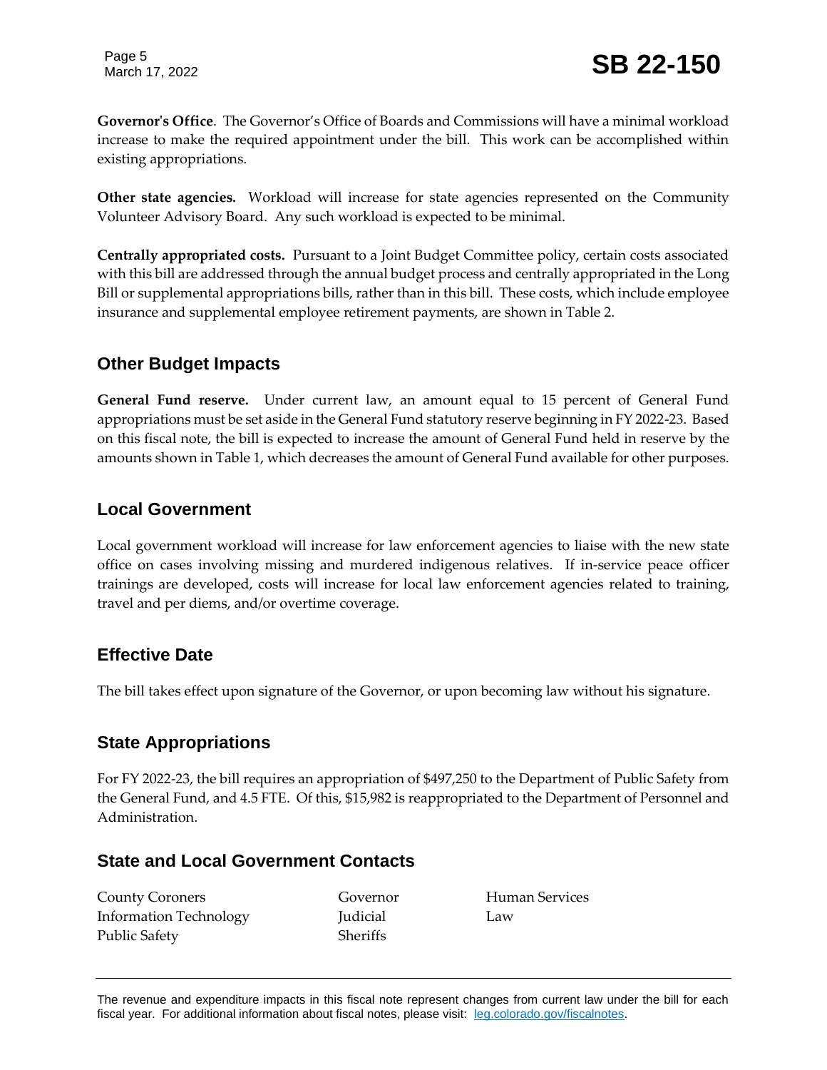**Governor's Office**. The Governor's Office of Boards and Commissions will have a minimal workload increase to make the required appointment under the bill. This work can be accomplished within existing appropriations.

**Other state agencies.** Workload will increase for state agencies represented on the Community Volunteer Advisory Board. Any such workload is expected to be minimal.

**Centrally appropriated costs.** Pursuant to a Joint Budget Committee policy, certain costs associated with this bill are addressed through the annual budget process and centrally appropriated in the Long Bill or supplemental appropriations bills, rather than in this bill. These costs, which include employee insurance and supplemental employee retirement payments, are shown in Table 2.

## Other Budget Impacts

**General Fund reserve.** Under current law, an amount equal to 15 percent of General Fund appropriations must be set aside in the General Fund statutory reserve beginning in FY 2022-23. Based on this fiscal note, the bill is expected to increase the amount of General Fund held in reserve by the amounts shown in Table 1, which decreases the amount of General Fund available for other purposes.

## Local Government

Local government workload will increase for law enforcement agencies to liaise with the new state office on cases involving missing and murdered indigenous relatives. If in-service peace officer trainings are developed, costs will increase for local law enforcement agencies related to training, travel and per diems, and/or overtime coverage.

## Effective Date

The bill takes effect upon signature of the Governor, or upon becoming law without his signature.

## State Appropriations

For FY 2022-23, the bill requires an appropriation of $497,250 to the Department of Public Safety from the General Fund, and 4.5 FTE. Of this, $15,982 is reappropriated to the Department of Personnel and Administration.

## State and Local Government Contacts

| | | |
|---|---|---|
| County Coroners | Governor | Human Services |
| Information Technology | Judicial | Law |
| Public Safety | Sheriffs | |

The revenue and expenditure impacts in this fiscal note represent changes from current law under the bill for each fiscal year. For additional information about fiscal notes, please visit: leg.colorado.gov/fiscalnotes.